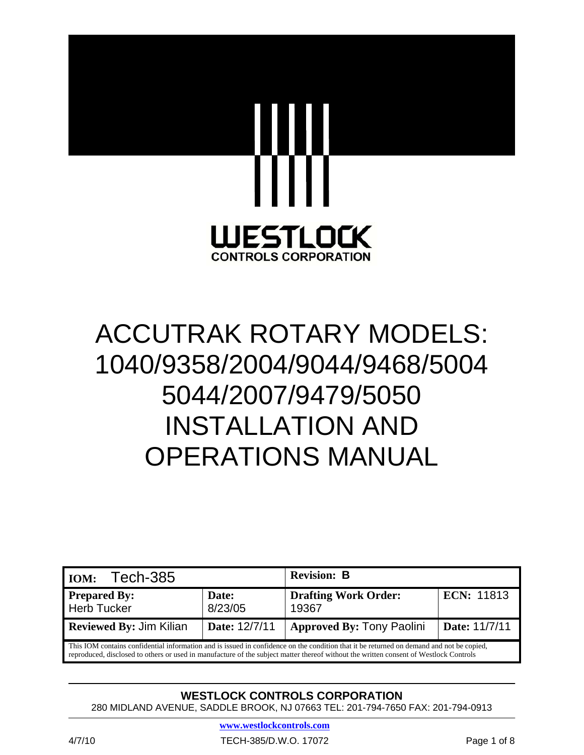**WESTLOCK**
**CONTROLS CORPORATION**

# ACCUTRAK ROTARY MODELS: 1040/9358/2004/9044/9468/5004 5044/2007/9479/5050 INSTALLATION AND OPERATIONS MANUAL

| **IOM:** Tech-385 | | **Revision:** B | |
|---|---|---|---|
| **Prepared By:** Herb Tucker | **Date:** 8/23/05 | **Drafting Work Order:** 19367 | **ECN:** 11813 |
| **Reviewed By:** Jim Kilian | **Date:** 12/7/11 | **Approved By:** Tony Paolini | **Date:** 11/7/11 |
| This IOM contains confidential information and is issued in confidence on the condition that it be returned on demand and not be copied, reproduced, disclosed to others or used in manufacture of the subject matter thereof without the written consent of Westlock Controls | | | |

**WESTLOCK CONTROLS CORPORATION**
280 MIDLAND AVENUE, SADDLE BROOK, NJ 07663 TEL: 201-794-7650 FAX: 201-794-0913

www.westlockcontrols.com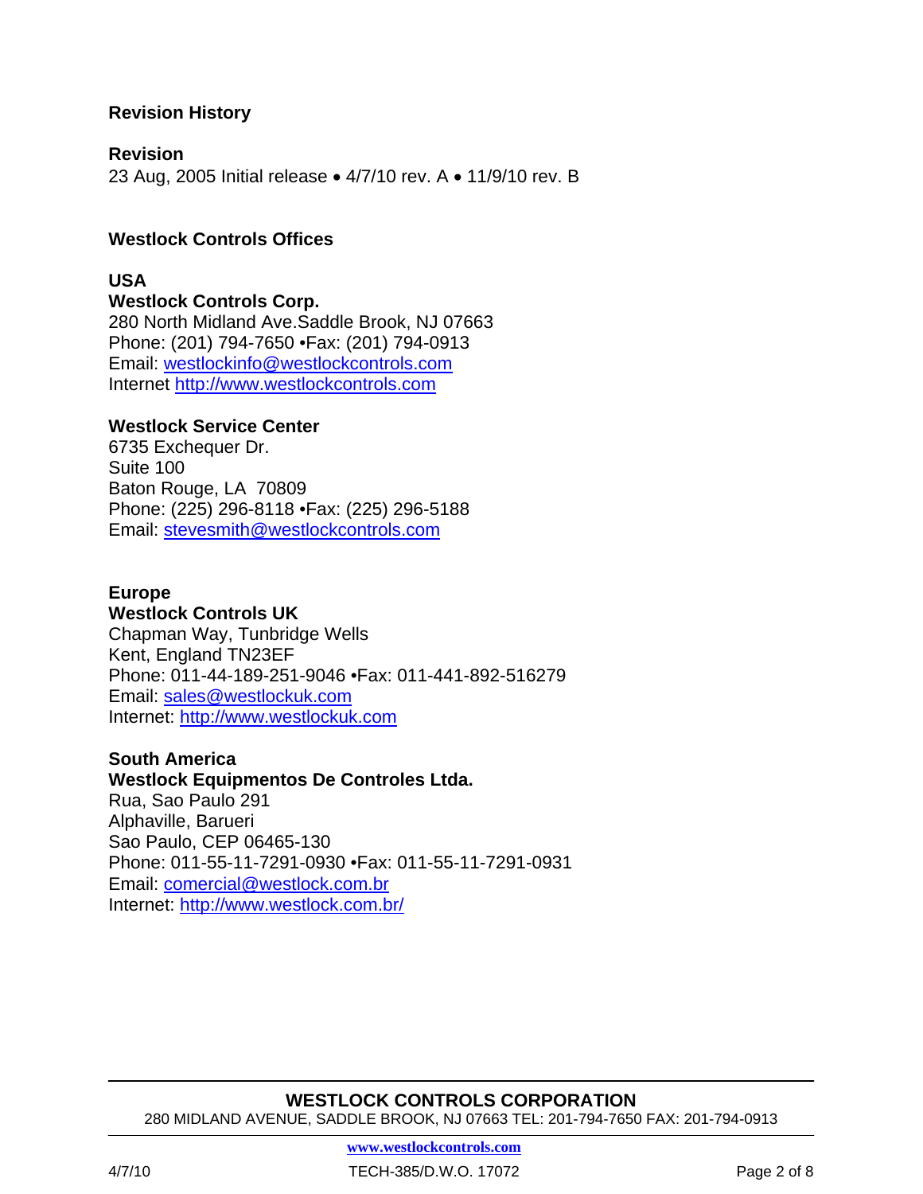## Revision History

**Revision**

23 Aug, 2005 Initial release • 4/7/10 rev. A • 11/9/10 rev. B

## Westlock Controls Offices

### USA

**Westlock Controls Corp.**
280 North Midland Ave.Saddle Brook, NJ 07663
Phone: (201) 794-7650 •Fax: (201) 794-0913
Email: westlockinfo@westlockcontrols.com
Internet http://www.westlockcontrols.com

**Westlock Service Center**
6735 Exchequer Dr.
Suite 100
Baton Rouge, LA 70809
Phone: (225) 296-8118 •Fax: (225) 296-5188
Email: stevesmith@westlockcontrols.com

### Europe

**Westlock Controls UK**
Chapman Way, Tunbridge Wells
Kent, England TN23EF
Phone: 011-44-189-251-9046 •Fax: 011-441-892-516279
Email: sales@westlockuk.com
Internet: http://www.westlockuk.com

### South America

**Westlock Equipmentos De Controles Ltda.**
Rua, Sao Paulo 291
Alphaville, Barueri
Sao Paulo, CEP 06465-130
Phone: 011-55-11-7291-0930 •Fax: 011-55-11-7291-0931
Email: comercial@westlock.com.br
Internet: http://www.westlock.com.br/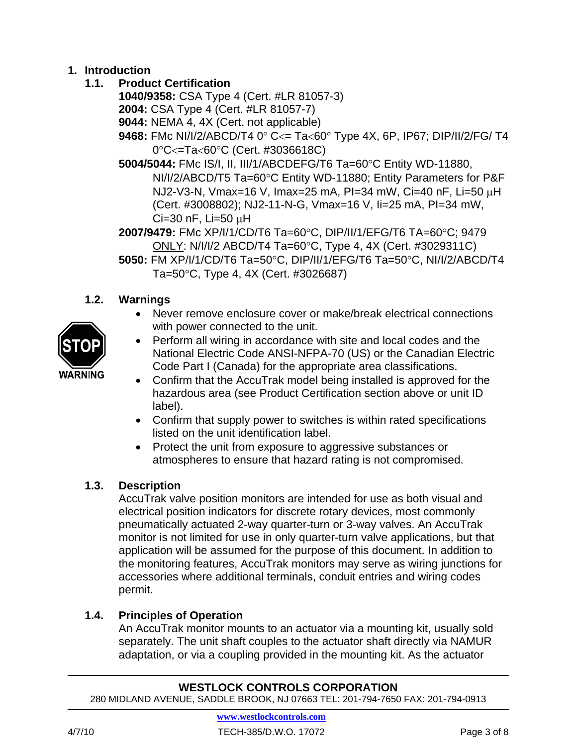# 1. Introduction

## 1.1. Product Certification

**1040/9358:** CSA Type 4 (Cert. #LR 81057-3)

**2004:** CSA Type 4 (Cert. #LR 81057-7)

**9044:** NEMA 4, 4X (Cert. not applicable)

**9468:** FMc NI/I/2/ABCD/T4 0° C<= Ta<60° Type 4X, 6P, IP67; DIP/II/2/FG/ T4 0°C<=Ta<60°C (Cert. #3036618C)

**5004/5044:** FMc IS/I, II, III/1/ABCDEFG/T6 Ta=60°C Entity WD-11880, NI/I/2/ABCD/T5 Ta=60°C Entity WD-11880; Entity Parameters for P&F NJ2-V3-N, Vmax=16 V, Imax=25 mA, PI=34 mW, Ci=40 nF, Li=50 μH (Cert. #3008802); NJ2-11-N-G, Vmax=16 V, Ii=25 mA, PI=34 mW, Ci=30 nF, Li=50 μH

**2007/9479:** FMc XP/I/1/CD/T6 Ta=60°C, DIP/II/1/EFG/T6 TA=60°C; 9479 ONLY: N/I/I/2 ABCD/T4 Ta=60°C, Type 4, 4X (Cert. #3029311C)

**5050:** FM XP/I/1/CD/T6 Ta=50°C, DIP/II/1/EFG/T6 Ta=50°C, NI/I/2/ABCD/T4 Ta=50°C, Type 4, 4X (Cert. #3026687)

## 1.2. Warnings

STOP WARNING

- Never remove enclosure cover or make/break electrical connections with power connected to the unit.
- Perform all wiring in accordance with site and local codes and the National Electric Code ANSI-NFPA-70 (US) or the Canadian Electric Code Part I (Canada) for the appropriate area classifications.
- Confirm that the AccuTrak model being installed is approved for the hazardous area (see Product Certification section above or unit ID label).
- Confirm that supply power to switches is within rated specifications listed on the unit identification label.
- Protect the unit from exposure to aggressive substances or atmospheres to ensure that hazard rating is not compromised.

## 1.3. Description

AccuTrak valve position monitors are intended for use as both visual and electrical position indicators for discrete rotary devices, most commonly pneumatically actuated 2-way quarter-turn or 3-way valves. An AccuTrak monitor is not limited for use in only quarter-turn valve applications, but that application will be assumed for the purpose of this document. In addition to the monitoring features, AccuTrak monitors may serve as wiring junctions for accessories where additional terminals, conduit entries and wiring codes permit.

## 1.4. Principles of Operation

An AccuTrak monitor mounts to an actuator via a mounting kit, usually sold separately. The unit shaft couples to the actuator shaft directly via NAMUR adaptation, or via a coupling provided in the mounting kit. As the actuator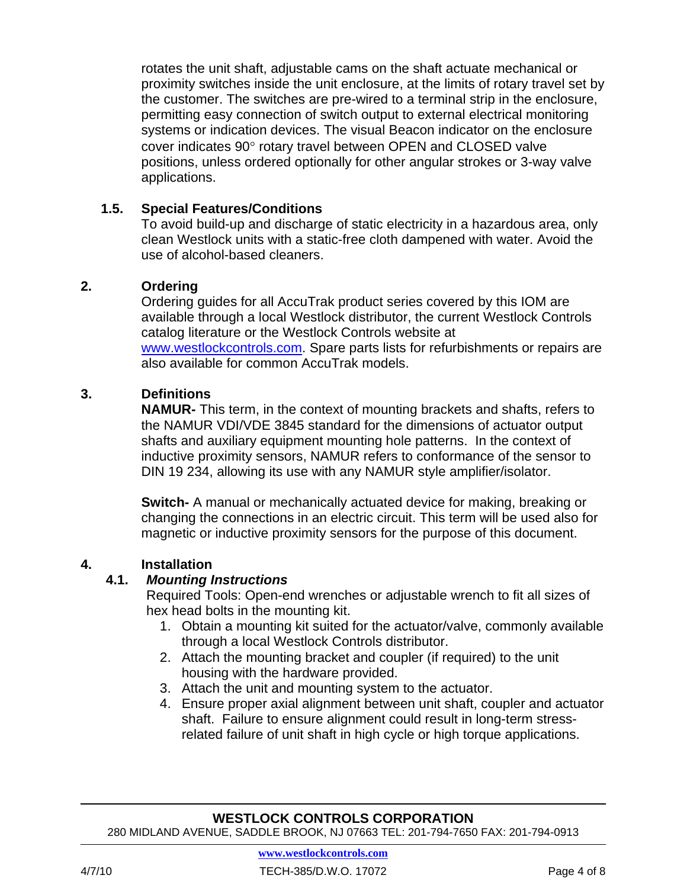rotates the unit shaft, adjustable cams on the shaft actuate mechanical or proximity switches inside the unit enclosure, at the limits of rotary travel set by the customer. The switches are pre-wired to a terminal strip in the enclosure, permitting easy connection of switch output to external electrical monitoring systems or indication devices. The visual Beacon indicator on the enclosure cover indicates 90° rotary travel between OPEN and CLOSED valve positions, unless ordered optionally for other angular strokes or 3-way valve applications.

### 1.5. Special Features/Conditions

To avoid build-up and discharge of static electricity in a hazardous area, only clean Westlock units with a static-free cloth dampened with water. Avoid the use of alcohol-based cleaners.

## 2. Ordering

Ordering guides for all AccuTrak product series covered by this IOM are available through a local Westlock distributor, the current Westlock Controls catalog literature or the Westlock Controls website at www.westlockcontrols.com. Spare parts lists for refurbishments or repairs are also available for common AccuTrak models.

## 3. Definitions

**NAMUR-** This term, in the context of mounting brackets and shafts, refers to the NAMUR VDI/VDE 3845 standard for the dimensions of actuator output shafts and auxiliary equipment mounting hole patterns. In the context of inductive proximity sensors, NAMUR refers to conformance of the sensor to DIN 19 234, allowing its use with any NAMUR style amplifier/isolator.

**Switch-** A manual or mechanically actuated device for making, breaking or changing the connections in an electric circuit. This term will be used also for magnetic or inductive proximity sensors for the purpose of this document.

## 4. Installation

### 4.1. *Mounting Instructions*

Required Tools: Open-end wrenches or adjustable wrench to fit all sizes of hex head bolts in the mounting kit.

1. Obtain a mounting kit suited for the actuator/valve, commonly available through a local Westlock Controls distributor.
2. Attach the mounting bracket and coupler (if required) to the unit housing with the hardware provided.
3. Attach the unit and mounting system to the actuator.
4. Ensure proper axial alignment between unit shaft, coupler and actuator shaft. Failure to ensure alignment could result in long-term stress-related failure of unit shaft in high cycle or high torque applications.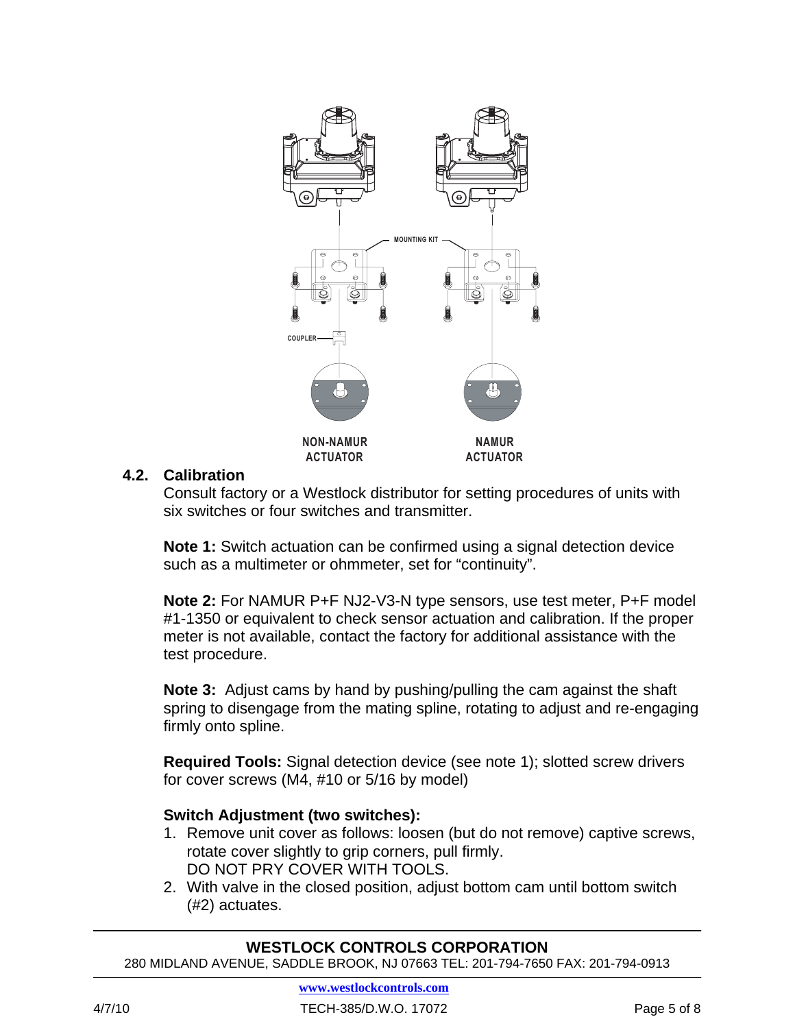MOUNTING KIT

COUPLER

NON-NAMUR ACTUATOR

NAMUR ACTUATOR

### 4.2. Calibration

Consult factory or a Westlock distributor for setting procedures of units with six switches or four switches and transmitter.

**Note 1:** Switch actuation can be confirmed using a signal detection device such as a multimeter or ohmmeter, set for "continuity".

**Note 2:** For NAMUR P+F NJ2-V3-N type sensors, use test meter, P+F model #1-1350 or equivalent to check sensor actuation and calibration. If the proper meter is not available, contact the factory for additional assistance with the test procedure.

**Note 3:** Adjust cams by hand by pushing/pulling the cam against the shaft spring to disengage from the mating spline, rotating to adjust and re-engaging firmly onto spline.

**Required Tools:** Signal detection device (see note 1); slotted screw drivers for cover screws (M4, #10 or 5/16 by model)

**Switch Adjustment (two switches):**

1. Remove unit cover as follows: loosen (but do not remove) captive screws, rotate cover slightly to grip corners, pull firmly.
   DO NOT PRY COVER WITH TOOLS.
2. With valve in the closed position, adjust bottom cam until bottom switch (#2) actuates.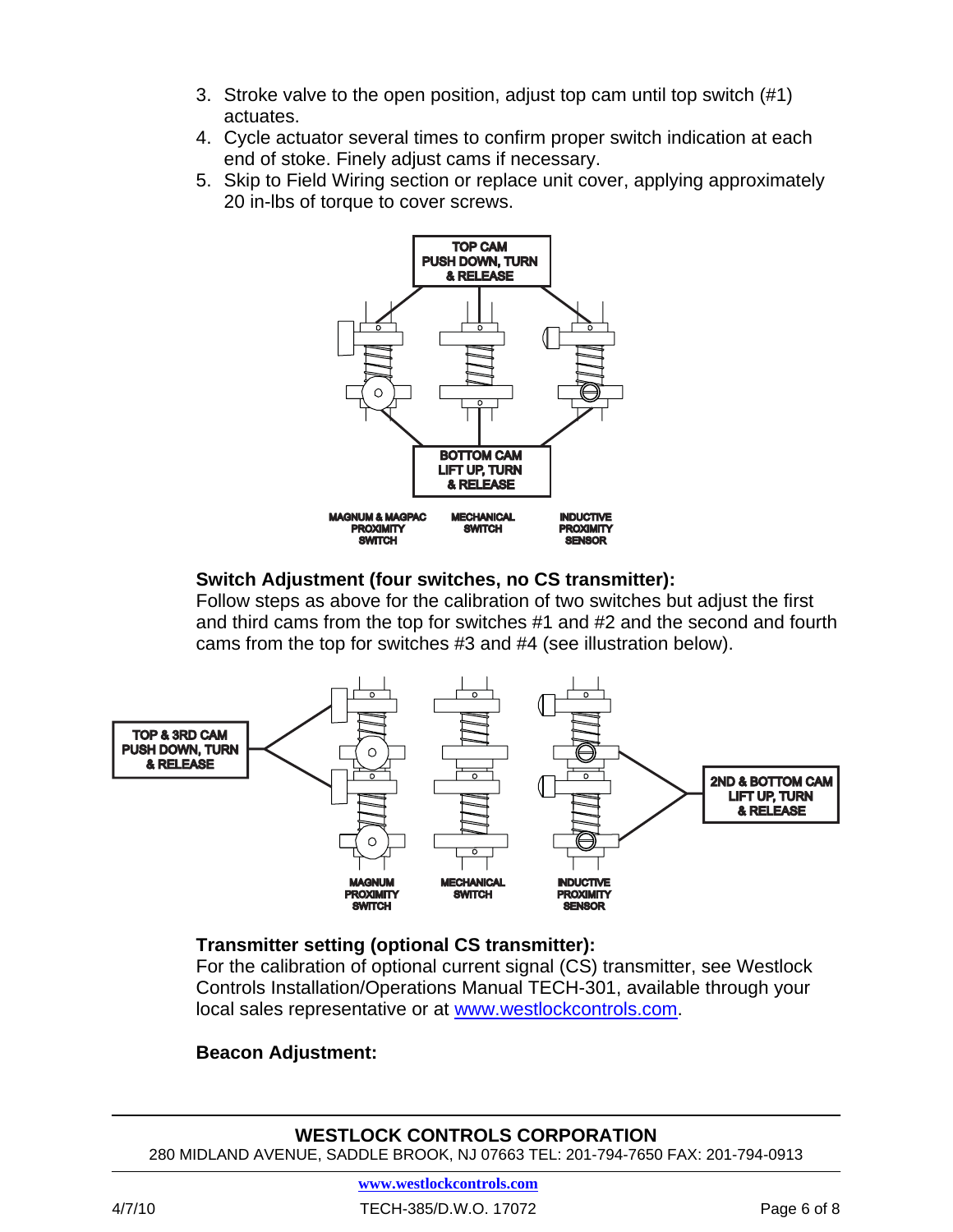3. Stroke valve to the open position, adjust top cam until top switch (#1) actuates.
4. Cycle actuator several times to confirm proper switch indication at each end of stoke. Finely adjust cams if necessary.
5. Skip to Field Wiring section or replace unit cover, applying approximately 20 in-lbs of torque to cover screws.

TOP CAM
PUSH DOWN, TURN
& RELEASE

BOTTOM CAM
LIFT UP, TURN
& RELEASE

MAGNUM & MAGPAC PROXIMITY SWITCH

MECHANICAL SWITCH

INDUCTIVE PROXIMITY SENSOR

**Switch Adjustment (four switches, no CS transmitter):**
Follow steps as above for the calibration of two switches but adjust the first and third cams from the top for switches #1 and #2 and the second and fourth cams from the top for switches #3 and #4 (see illustration below).

TOP & 3RD CAM
PUSH DOWN, TURN
& RELEASE

2ND & BOTTOM CAM
LIFT UP, TURN
& RELEASE

MAGNUM PROXIMITY SWITCH

MECHANICAL SWITCH

INDUCTIVE PROXIMITY SENSOR

**Transmitter setting (optional CS transmitter):**
For the calibration of optional current signal (CS) transmitter, see Westlock Controls Installation/Operations Manual TECH-301, available through your local sales representative or at www.westlockcontrols.com.

**Beacon Adjustment:**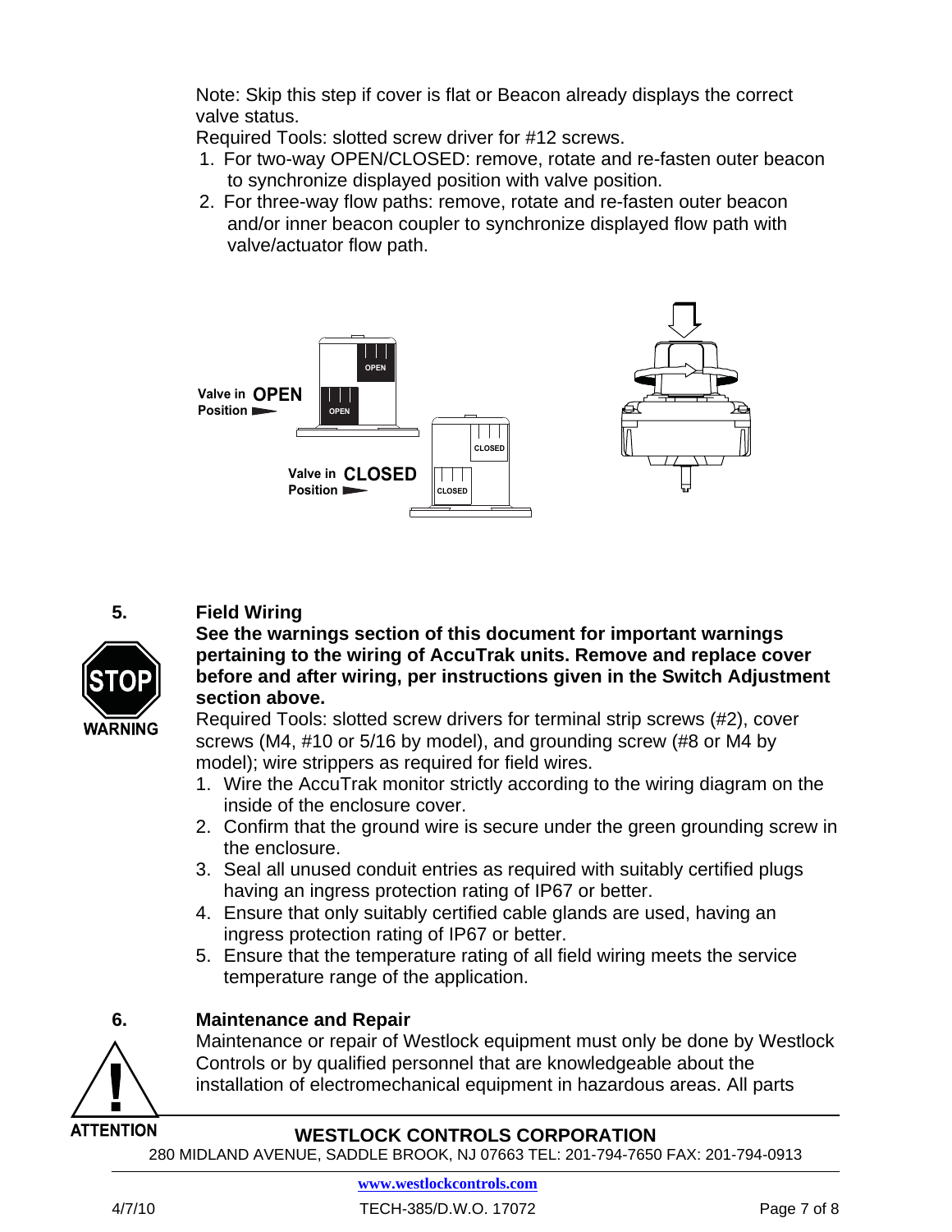Note: Skip this step if cover is flat or Beacon already displays the correct valve status.

Required Tools: slotted screw driver for #12 screws.

1. For two-way OPEN/CLOSED: remove, rotate and re-fasten outer beacon to synchronize displayed position with valve position.
2. For three-way flow paths: remove, rotate and re-fasten outer beacon and/or inner beacon coupler to synchronize displayed flow path with valve/actuator flow path.

Valve in **OPEN** Position

Valve in **CLOSED** Position

## 5. Field Wiring

**See the warnings section of this document for important warnings pertaining to the wiring of AccuTrak units. Remove and replace cover before and after wiring, per instructions given in the Switch Adjustment section above.**

Required Tools: slotted screw drivers for terminal strip screws (#2), cover screws (M4, #10 or 5/16 by model), and grounding screw (#8 or M4 by model); wire strippers as required for field wires.

1. Wire the AccuTrak monitor strictly according to the wiring diagram on the inside of the enclosure cover.
2. Confirm that the ground wire is secure under the green grounding screw in the enclosure.
3. Seal all unused conduit entries as required with suitably certified plugs having an ingress protection rating of IP67 or better.
4. Ensure that only suitably certified cable glands are used, having an ingress protection rating of IP67 or better.
5. Ensure that the temperature rating of all field wiring meets the service temperature range of the application.

## 6. Maintenance and Repair

Maintenance or repair of Westlock equipment must only be done by Westlock Controls or by qualified personnel that are knowledgeable about the installation of electromechanical equipment in hazardous areas. All parts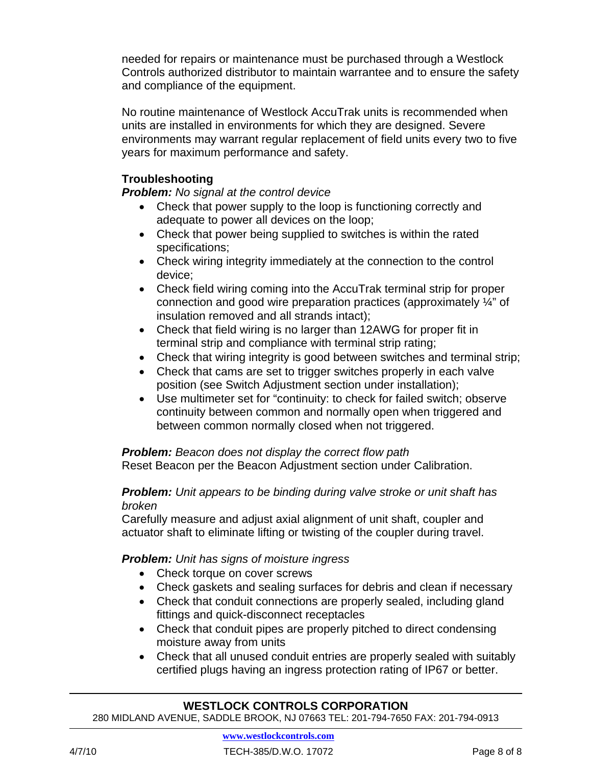needed for repairs or maintenance must be purchased through a Westlock Controls authorized distributor to maintain warrantee and to ensure the safety and compliance of the equipment.

No routine maintenance of Westlock AccuTrak units is recommended when units are installed in environments for which they are designed. Severe environments may warrant regular replacement of field units every two to five years for maximum performance and safety.

### Troubleshooting

***Problem:*** *No signal at the control device*

- Check that power supply to the loop is functioning correctly and adequate to power all devices on the loop;
- Check that power being supplied to switches is within the rated specifications;
- Check wiring integrity immediately at the connection to the control device;
- Check field wiring coming into the AccuTrak terminal strip for proper connection and good wire preparation practices (approximately ¼" of insulation removed and all strands intact);
- Check that field wiring is no larger than 12AWG for proper fit in terminal strip and compliance with terminal strip rating;
- Check that wiring integrity is good between switches and terminal strip;
- Check that cams are set to trigger switches properly in each valve position (see Switch Adjustment section under installation);
- Use multimeter set for "continuity: to check for failed switch; observe continuity between common and normally open when triggered and between common normally closed when not triggered.

***Problem:*** *Beacon does not display the correct flow path*

Reset Beacon per the Beacon Adjustment section under Calibration.

***Problem:*** *Unit appears to be binding during valve stroke or unit shaft has broken*

Carefully measure and adjust axial alignment of unit shaft, coupler and actuator shaft to eliminate lifting or twisting of the coupler during travel.

***Problem:*** *Unit has signs of moisture ingress*

- Check torque on cover screws
- Check gaskets and sealing surfaces for debris and clean if necessary
- Check that conduit connections are properly sealed, including gland fittings and quick-disconnect receptacles
- Check that conduit pipes are properly pitched to direct condensing moisture away from units
- Check that all unused conduit entries are properly sealed with suitably certified plugs having an ingress protection rating of IP67 or better.